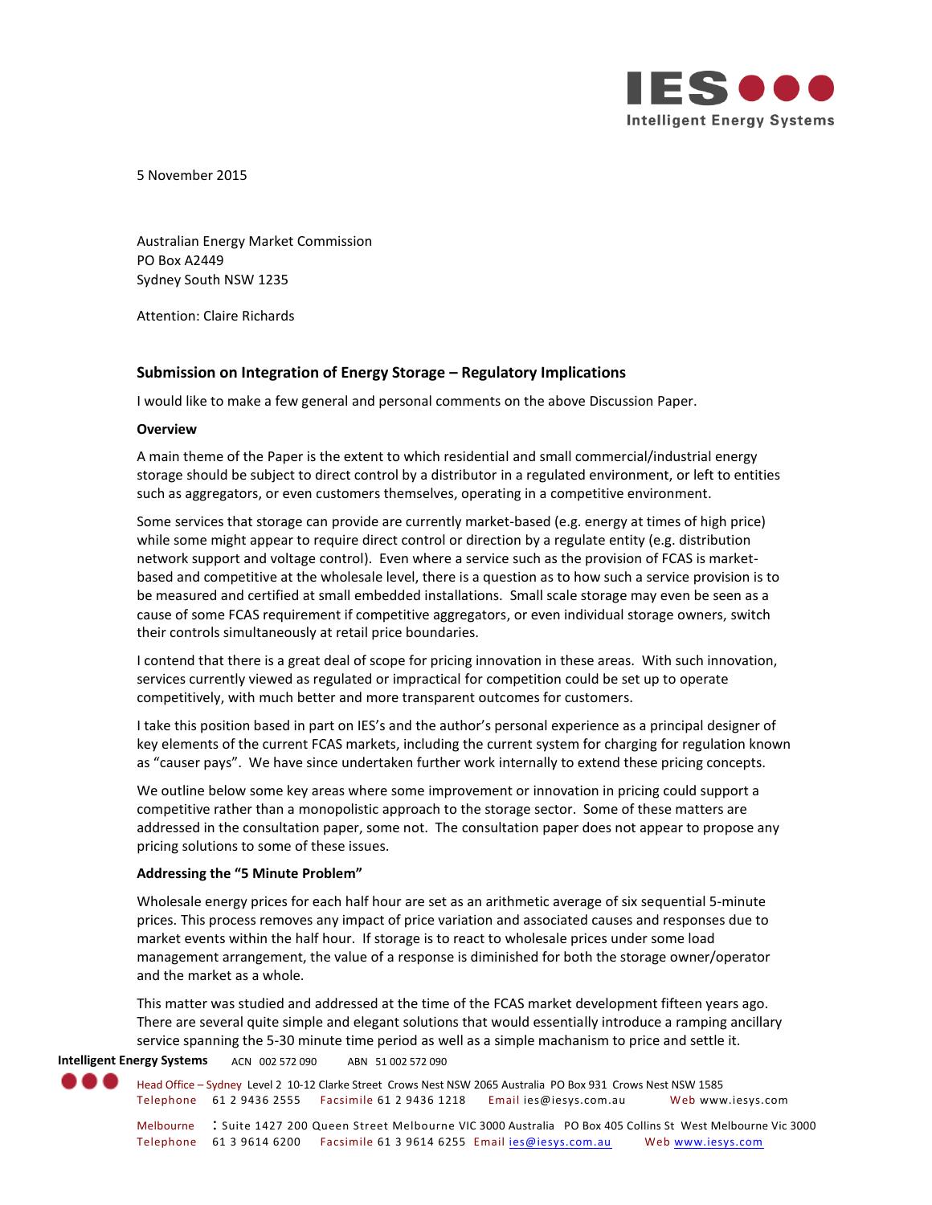5 November 2015

Australian Energy Market Commission
PO Box A2449
Sydney South NSW 1235

Attention: Claire Richards

## Submission on Integration of Energy Storage – Regulatory Implications

I would like to make a few general and personal comments on the above Discussion Paper.

### Overview

A main theme of the Paper is the extent to which residential and small commercial/industrial energy storage should be subject to direct control by a distributor in a regulated environment, or left to entities such as aggregators, or even customers themselves, operating in a competitive environment.

Some services that storage can provide are currently market-based (e.g. energy at times of high price) while some might appear to require direct control or direction by a regulate entity (e.g. distribution network support and voltage control). Even where a service such as the provision of FCAS is market-based and competitive at the wholesale level, there is a question as to how such a service provision is to be measured and certified at small embedded installations. Small scale storage may even be seen as a cause of some FCAS requirement if competitive aggregators, or even individual storage owners, switch their controls simultaneously at retail price boundaries.

I contend that there is a great deal of scope for pricing innovation in these areas. With such innovation, services currently viewed as regulated or impractical for competition could be set up to operate competitively, with much better and more transparent outcomes for customers.

I take this position based in part on IES's and the author's personal experience as a principal designer of key elements of the current FCAS markets, including the current system for charging for regulation known as "causer pays". We have since undertaken further work internally to extend these pricing concepts.

We outline below some key areas where some improvement or innovation in pricing could support a competitive rather than a monopolistic approach to the storage sector. Some of these matters are addressed in the consultation paper, some not. The consultation paper does not appear to propose any pricing solutions to some of these issues.

### Addressing the "5 Minute Problem"

Wholesale energy prices for each half hour are set as an arithmetic average of six sequential 5-minute prices. This process removes any impact of price variation and associated causes and responses due to market events within the half hour. If storage is to react to wholesale prices under some load management arrangement, the value of a response is diminished for both the storage owner/operator and the market as a whole.

This matter was studied and addressed at the time of the FCAS market development fifteen years ago. There are several quite simple and elegant solutions that would essentially introduce a ramping ancillary service spanning the 5-30 minute time period as well as a simple machanism to price and settle it.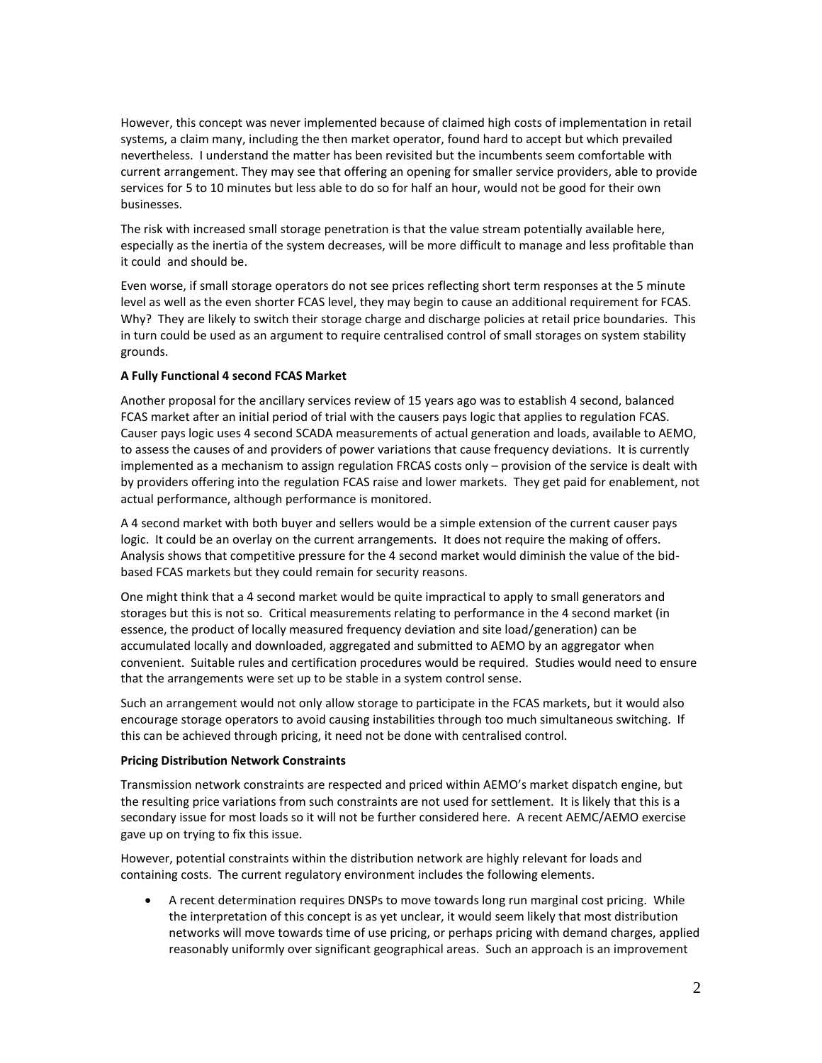However, this concept was never implemented because of claimed high costs of implementation in retail systems, a claim many, including the then market operator, found hard to accept but which prevailed nevertheless. I understand the matter has been revisited but the incumbents seem comfortable with current arrangement. They may see that offering an opening for smaller service providers, able to provide services for 5 to 10 minutes but less able to do so for half an hour, would not be good for their own businesses.

The risk with increased small storage penetration is that the value stream potentially available here, especially as the inertia of the system decreases, will be more difficult to manage and less profitable than it could and should be.

Even worse, if small storage operators do not see prices reflecting short term responses at the 5 minute level as well as the even shorter FCAS level, they may begin to cause an additional requirement for FCAS. Why? They are likely to switch their storage charge and discharge policies at retail price boundaries. This in turn could be used as an argument to require centralised control of small storages on system stability grounds.

**A Fully Functional 4 second FCAS Market**

Another proposal for the ancillary services review of 15 years ago was to establish 4 second, balanced FCAS market after an initial period of trial with the causers pays logic that applies to regulation FCAS. Causer pays logic uses 4 second SCADA measurements of actual generation and loads, available to AEMO, to assess the causes of and providers of power variations that cause frequency deviations. It is currently implemented as a mechanism to assign regulation FRCAS costs only – provision of the service is dealt with by providers offering into the regulation FCAS raise and lower markets. They get paid for enablement, not actual performance, although performance is monitored.

A 4 second market with both buyer and sellers would be a simple extension of the current causer pays logic. It could be an overlay on the current arrangements. It does not require the making of offers. Analysis shows that competitive pressure for the 4 second market would diminish the value of the bid-based FCAS markets but they could remain for security reasons.

One might think that a 4 second market would be quite impractical to apply to small generators and storages but this is not so. Critical measurements relating to performance in the 4 second market (in essence, the product of locally measured frequency deviation and site load/generation) can be accumulated locally and downloaded, aggregated and submitted to AEMO by an aggregator when convenient. Suitable rules and certification procedures would be required. Studies would need to ensure that the arrangements were set up to be stable in a system control sense.

Such an arrangement would not only allow storage to participate in the FCAS markets, but it would also encourage storage operators to avoid causing instabilities through too much simultaneous switching. If this can be achieved through pricing, it need not be done with centralised control.

**Pricing Distribution Network Constraints**

Transmission network constraints are respected and priced within AEMO's market dispatch engine, but the resulting price variations from such constraints are not used for settlement. It is likely that this is a secondary issue for most loads so it will not be further considered here. A recent AEMC/AEMO exercise gave up on trying to fix this issue.

However, potential constraints within the distribution network are highly relevant for loads and containing costs. The current regulatory environment includes the following elements.

- A recent determination requires DNSPs to move towards long run marginal cost pricing. While the interpretation of this concept is as yet unclear, it would seem likely that most distribution networks will move towards time of use pricing, or perhaps pricing with demand charges, applied reasonably uniformly over significant geographical areas. Such an approach is an improvement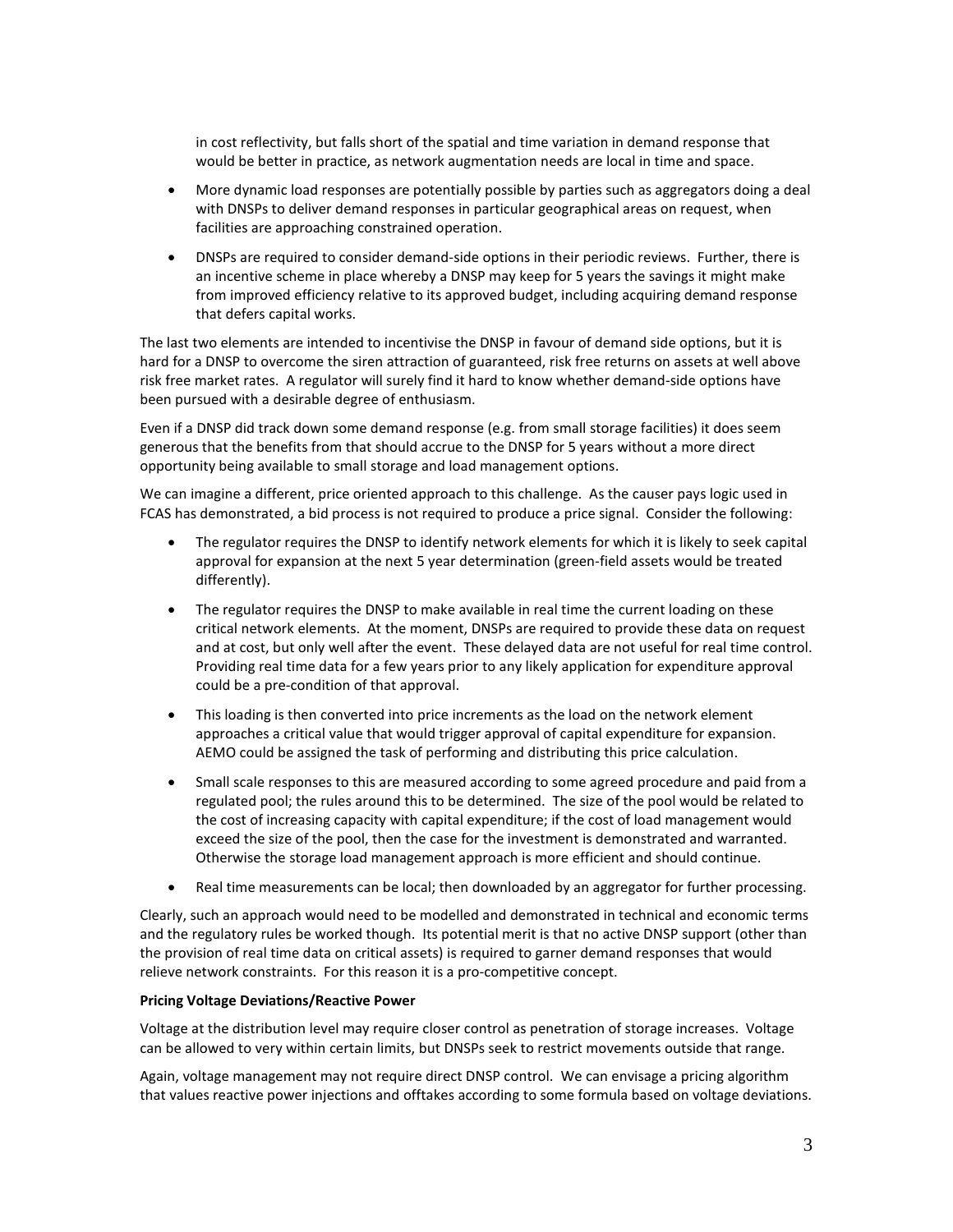in cost reflectivity, but falls short of the spatial and time variation in demand response that would be better in practice, as network augmentation needs are local in time and space.

- More dynamic load responses are potentially possible by parties such as aggregators doing a deal with DNSPs to deliver demand responses in particular geographical areas on request, when facilities are approaching constrained operation.
- DNSPs are required to consider demand-side options in their periodic reviews. Further, there is an incentive scheme in place whereby a DNSP may keep for 5 years the savings it might make from improved efficiency relative to its approved budget, including acquiring demand response that defers capital works.

The last two elements are intended to incentivise the DNSP in favour of demand side options, but it is hard for a DNSP to overcome the siren attraction of guaranteed, risk free returns on assets at well above risk free market rates. A regulator will surely find it hard to know whether demand-side options have been pursued with a desirable degree of enthusiasm.

Even if a DNSP did track down some demand response (e.g. from small storage facilities) it does seem generous that the benefits from that should accrue to the DNSP for 5 years without a more direct opportunity being available to small storage and load management options.

We can imagine a different, price oriented approach to this challenge. As the causer pays logic used in FCAS has demonstrated, a bid process is not required to produce a price signal. Consider the following:

- The regulator requires the DNSP to identify network elements for which it is likely to seek capital approval for expansion at the next 5 year determination (green-field assets would be treated differently).
- The regulator requires the DNSP to make available in real time the current loading on these critical network elements. At the moment, DNSPs are required to provide these data on request and at cost, but only well after the event. These delayed data are not useful for real time control. Providing real time data for a few years prior to any likely application for expenditure approval could be a pre-condition of that approval.
- This loading is then converted into price increments as the load on the network element approaches a critical value that would trigger approval of capital expenditure for expansion. AEMO could be assigned the task of performing and distributing this price calculation.
- Small scale responses to this are measured according to some agreed procedure and paid from a regulated pool; the rules around this to be determined. The size of the pool would be related to the cost of increasing capacity with capital expenditure; if the cost of load management would exceed the size of the pool, then the case for the investment is demonstrated and warranted. Otherwise the storage load management approach is more efficient and should continue.
- Real time measurements can be local; then downloaded by an aggregator for further processing.

Clearly, such an approach would need to be modelled and demonstrated in technical and economic terms and the regulatory rules be worked though. Its potential merit is that no active DNSP support (other than the provision of real time data on critical assets) is required to garner demand responses that would relieve network constraints. For this reason it is a pro-competitive concept.

**Pricing Voltage Deviations/Reactive Power**

Voltage at the distribution level may require closer control as penetration of storage increases. Voltage can be allowed to very within certain limits, but DNSPs seek to restrict movements outside that range.

Again, voltage management may not require direct DNSP control. We can envisage a pricing algorithm that values reactive power injections and offtakes according to some formula based on voltage deviations.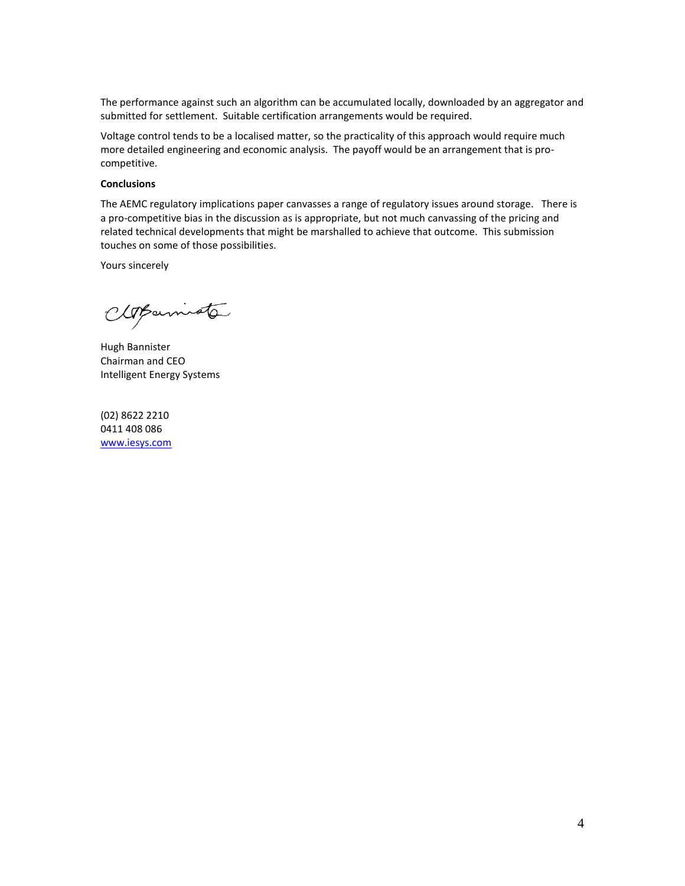The performance against such an algorithm can be accumulated locally, downloaded by an aggregator and submitted for settlement. Suitable certification arrangements would be required.

Voltage control tends to be a localised matter, so the practicality of this approach would require much more detailed engineering and economic analysis. The payoff would be an arrangement that is pro-competitive.

**Conclusions**

The AEMC regulatory implications paper canvasses a range of regulatory issues around storage. There is a pro-competitive bias in the discussion as is appropriate, but not much canvassing of the pricing and related technical developments that might be marshalled to achieve that outcome. This submission touches on some of those possibilities.

Yours sincerely

Hugh Bannister
Chairman and CEO
Intelligent Energy Systems

(02) 8622 2210
0411 408 086
www.iesys.com